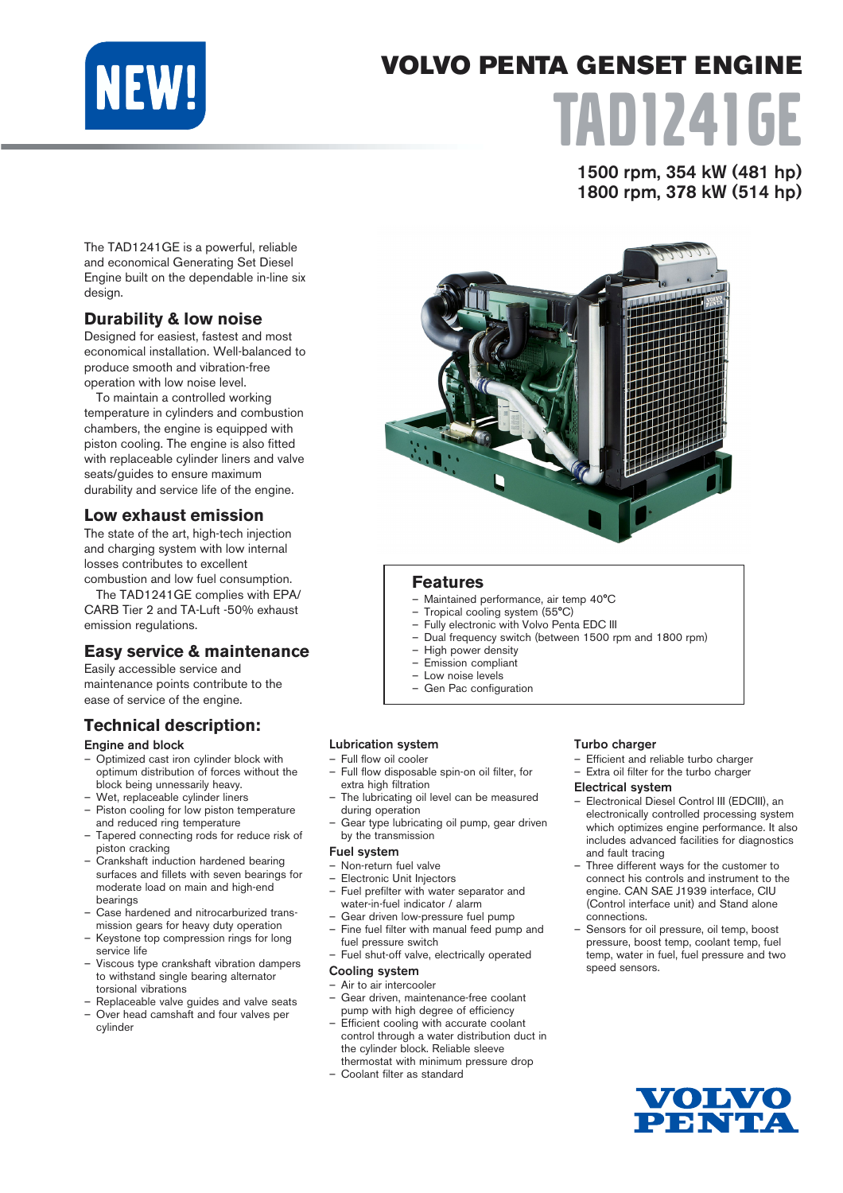NEW!

# VOLVO PENTA GENSET ENGINE

# TAD1241GE

**1500 rpm, 354 kW (481 hp)**
**1800 rpm, 378 kW (514 hp)**

The TAD1241GE is a powerful, reliable and economical Generating Set Diesel Engine built on the dependable in-line six design.

## Durability & low noise

Designed for easiest, fastest and most economical installation. Well-balanced to produce smooth and vibration-free operation with low noise level.

To maintain a controlled working temperature in cylinders and combustion chambers, the engine is equipped with piston cooling. The engine is also fitted with replaceable cylinder liners and valve seats/guides to ensure maximum durability and service life of the engine.

## Low exhaust emission

The state of the art, high-tech injection and charging system with low internal losses contributes to excellent combustion and low fuel consumption.

The TAD1241GE complies with EPA/ CARB Tier 2 and TA-Luft -50% exhaust emission regulations.

## Easy service & maintenance

Easily accessible service and maintenance points contribute to the ease of service of the engine.

## Features

- Maintained performance, air temp 40°C
- Tropical cooling system (55°C)
- Fully electronic with Volvo Penta EDC III
- Dual frequency switch (between 1500 rpm and 1800 rpm)
- High power density
- Emission compliant
- Low noise levels
- Gen Pac configuration

## Technical description:

### Engine and block

- Optimized cast iron cylinder block with optimum distribution of forces without the block being unnessarily heavy.
- Wet, replaceable cylinder liners
- Piston cooling for low piston temperature and reduced ring temperature
- Tapered connecting rods for reduce risk of piston cracking
- Crankshaft induction hardened bearing surfaces and fillets with seven bearings for moderate load on main and high-end bearings
- Case hardened and nitrocarburized transmission gears for heavy duty operation
- Keystone top compression rings for long service life
- Viscous type crankshaft vibration dampers to withstand single bearing alternator torsional vibrations
- Replaceable valve guides and valve seats
- Over head camshaft and four valves per cylinder

### Lubrication system

- Full flow oil cooler
- Full flow disposable spin-on oil filter, for extra high filtration
- The lubricating oil level can be measured during operation
- Gear type lubricating oil pump, gear driven by the transmission

### Fuel system

- Non-return fuel valve
- Electronic Unit Injectors
- Fuel prefilter with water separator and water-in-fuel indicator / alarm
- Gear driven low-pressure fuel pump
- Fine fuel filter with manual feed pump and fuel pressure switch
- Fuel shut-off valve, electrically operated

### Cooling system

- Air to air intercooler
- Gear driven, maintenance-free coolant pump with high degree of efficiency
- Efficient cooling with accurate coolant control through a water distribution duct in the cylinder block. Reliable sleeve thermostat with minimum pressure drop
- Coolant filter as standard

### Turbo charger

- Efficient and reliable turbo charger
- Extra oil filter for the turbo charger

### Electrical system

- Electronical Diesel Control III (EDCIII), an electronically controlled processing system which optimizes engine performance. It also includes advanced facilities for diagnostics and fault tracing
- Three different ways for the customer to connect his controls and instrument to the engine. CAN SAE J1939 interface, CIU (Control interface unit) and Stand alone connections.
- Sensors for oil pressure, oil temp, boost pressure, boost temp, coolant temp, fuel temp, water in fuel, fuel pressure and two speed sensors.

VOLVO PENTA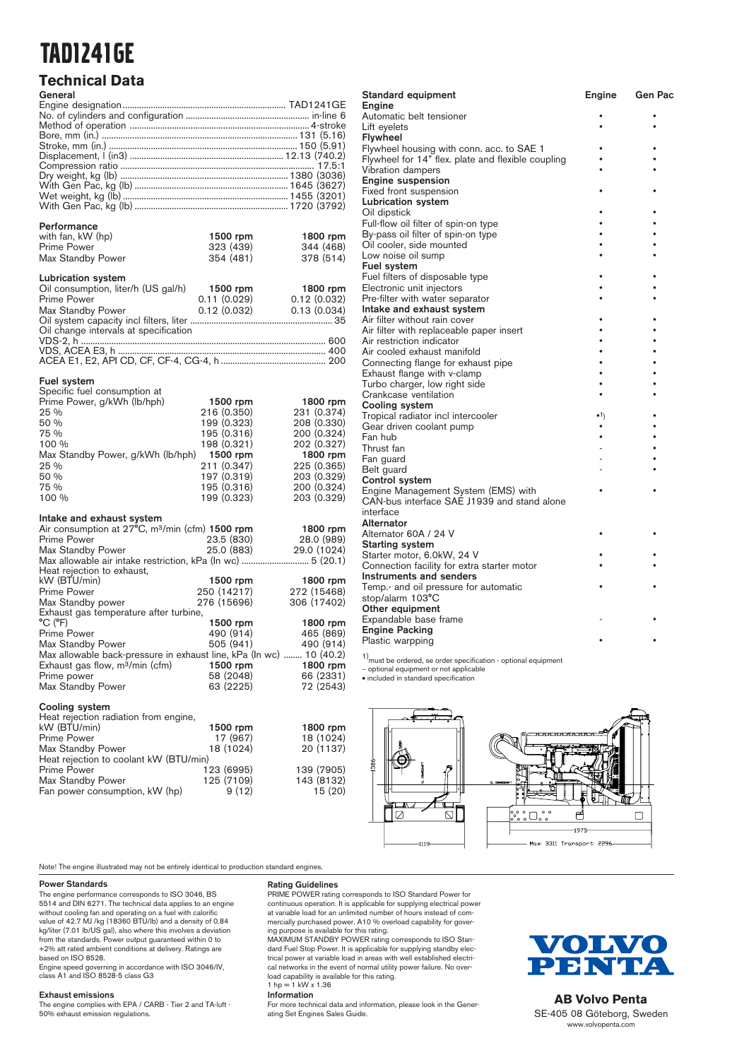# TAD1241GE

## Technical Data

### General

| | |
|---|---|
| Engine designation | TAD1241GE |
| No. of cylinders and configuration | in-line 6 |
| Method of operation | 4-stroke |
| Bore, mm (in.) | 131 (5.16) |
| Stroke, mm (in.) | 150 (5.91) |
| Displacement, l (in3) | 12.13 (740.2) |
| Compression ratio | 17.5:1 |
| Dry weight, kg (lb) | 1380 (3036) |
| With Gen Pac, kg (lb) | 1645 (3627) |
| Wet weight, kg (lb) | 1455 (3201) |
| With Gen Pac, kg (lb) | 1720 (3792) |

### Performance

| with fan, kW (hp) | 1500 rpm | 1800 rpm |
|---|---|---|
| Prime Power | 323 (439) | 344 (468) |
| Max Standby Power | 354 (481) | 378 (514) |

### Lubrication system

| Oil consumption, liter/h (US gal/h) | 1500 rpm | 1800 rpm |
|---|---|---|
| Prime Power | 0.11 (0.029) | 0.12 (0.032) |
| Max Standby Power | 0.12 (0.032) | 0.13 (0.034) |

Oil system capacity incl filters, liter ... 35

Oil change intervals at specification

| | |
|---|---|
| VDS-2, h | 600 |
| VDS, ACEA E3, h | 400 |
| ACEA E1, E2, API CD, CF, CF-4, CG-4, h | 200 |

### Fuel system

| Specific fuel consumption at Prime Power, g/kWh (lb/hph) | 1500 rpm | 1800 rpm |
|---|---|---|
| 25 % | 216 (0.350) | 231 (0.374) |
| 50 % | 199 (0.323) | 208 (0.330) |
| 75 % | 195 (0.316) | 200 (0.324) |
| 100 % | 198 (0.321) | 202 (0.327) |
| **Max Standby Power, g/kWh (lb/hph)** | **1500 rpm** | **1800 rpm** |
| 25 % | 211 (0.347) | 225 (0.365) |
| 50 % | 197 (0.319) | 203 (0.329) |
| 75 % | 195 (0.316) | 200 (0.324) |
| 100 % | 199 (0.323) | 203 (0.329) |

### Intake and exhaust system

| Air consumption at 27°C, m3/min (cfm) | 1500 rpm | 1800 rpm |
|---|---|---|
| Prime Power | 23.5 (830) | 28.0 (989) |
| Max Standby Power | 25.0 (883) | 29.0 (1024) |

Max allowable air intake restriction, kPa (In wc) ... 5 (20.1)

| Heat rejection to exhaust, kW (BTU/min) | 1500 rpm | 1800 rpm |
|---|---|---|
| Prime Power | 250 (14217) | 272 (15468) |
| Max Standby power | 276 (15696) | 306 (17402) |

| Exhaust gas temperature after turbine, °C (°F) | 1500 rpm | 1800 rpm |
|---|---|---|
| Prime Power | 490 (914) | 465 (869) |
| Max Standby Power | 505 (941) | 490 (914) |

Max allowable back-pressure in exhaust line, kPa (In wc) ... 10 (40.2)

| Exhaust gas flow, m3/min (cfm) | 1500 rpm | 1800 rpm |
|---|---|---|
| Prime power | 58 (2048) | 66 (2331) |
| Max Standby Power | 63 (2225) | 72 (2543) |

### Cooling system

| Heat rejection radiation from engine, kW (BTU/min) | 1500 rpm | 1800 rpm |
|---|---|---|
| Prime Power | 17 (967) | 18 (1024) |
| Max Standby Power | 18 (1024) | 20 (1137) |
| **Heat rejection to coolant kW (BTU/min)** | | |
| Prime Power | 123 (6995) | 139 (7905) |
| Max Standby Power | 125 (7109) | 143 (8132) |
| Fan power consumption, kW (hp) | 9 (12) | 15 (20) |

### Standard equipment

| Standard equipment | Engine | Gen Pac |
|---|---|---|
| **Engine** | | |
| Automatic belt tensioner | • | • |
| Lift eyelets | • | • |
| **Flywheel** | | |
| Flywheel housing with conn. acc. to SAE 1 | • | • |
| Flywheel for 14" flex. plate and flexible coupling | • | • |
| Vibration dampers | • | • |
| **Engine suspension** | | |
| Fixed front suspension | • | • |
| **Lubrication system** | | |
| Oil dipstick | • | • |
| Full-flow oil filter of spin-on type | • | • |
| By-pass oil filter of spin-on type | • | • |
| Oil cooler, side mounted | • | • |
| Low noise oil sump | • | • |
| **Fuel system** | | |
| Fuel filters of disposable type | • | • |
| Electronic unit injectors | • | • |
| Pre-filter with water separator | • | • |
| **Intake and exhaust system** | | |
| Air filter without rain cover | • | • |
| Air filter with replaceable paper insert | • | • |
| Air restriction indicator | • | • |
| Air cooled exhaust manifold | • | • |
| Connecting flange for exhaust pipe | • | • |
| Exhaust flange with v-clamp | • | • |
| Turbo charger, low right side | • | • |
| Crankcase ventilation | • | • |
| **Cooling system** | | |
| Tropical radiator incl intercooler | •1) | • |
| Gear driven coolant pump | • | • |
| Fan hub | • | • |
| Thrust fan | - | • |
| Fan guard | - | • |
| Belt guard | - | • |
| **Control system** | | |
| Engine Management System (EMS) with CAN-bus interface SAE J1939 and stand alone interface | • | • |
| **Alternator** | | |
| Alternator 60A / 24 V | • | • |
| **Starting system** | | |
| Starter motor, 6.0kW, 24 V | • | • |
| Connection facility for extra starter motor | • | • |
| **Instruments and senders** | | |
| Temp.- and oil pressure for automatic stop/alarm 103°C | • | • |
| **Other equipment** | | |
| Expandable base frame | - | • |
| **Engine Packing** | | |
| Plastic warpping | • | • |

1) must be ordered, se order specification - optional equipment
– optional equipment or not applicable
• included in standard specification

1386
1119
1975
Max: 3311 Transport: 2296

Note! The engine illustrated may not be entirely identical to production standard engines.

#### Power Standards

The engine performance corresponds to ISO 3046, BS 5514 and DIN 6271. The technical data applies to an engine without cooling fan and operating on a fuel with calorific value of 42.7 MJ /kg (18360 BTU/lb) and a density of 0.84 kg/liter (7.01 lb/US gal), also where this involves a deviation from the standards. Power output guaranteed within 0 to +2% att rated ambient conditions at delivery. Ratings are based on ISO 8528.

Engine speed governing in accordance with ISO 3046/IV, class A1 and ISO 8528-5 class G3

#### Exhaust emissions

The engine complies with EPA / CARB - Tier 2 and TA-luft - 50% exhaust emission regulations.

#### Rating Guidelines

PRIME POWER rating corresponds to ISO Standard Power for continuous operation. It is applicable for supplying electrical power at variable load for an unlimited number of hours instead of commercially purchased power. A10 % overload capability for governing purpose is available for this rating.

MAXIMUM STANDBY POWER rating corresponds to ISO Standard Fuel Stop Power. It is applicable for supplying standby electrical power at variable load in areas with well established electrical networks in the event of normal utility power failure. No overload capability is available for this rating.

1 hp = 1 kW x 1.36

#### Information

For more technical data and information, please look in the Generating Set Engines Sales Guide.

VOLVO PENTA

**AB Volvo Penta**
SE-405 08 Göteborg, Sweden
www.volvopenta.com